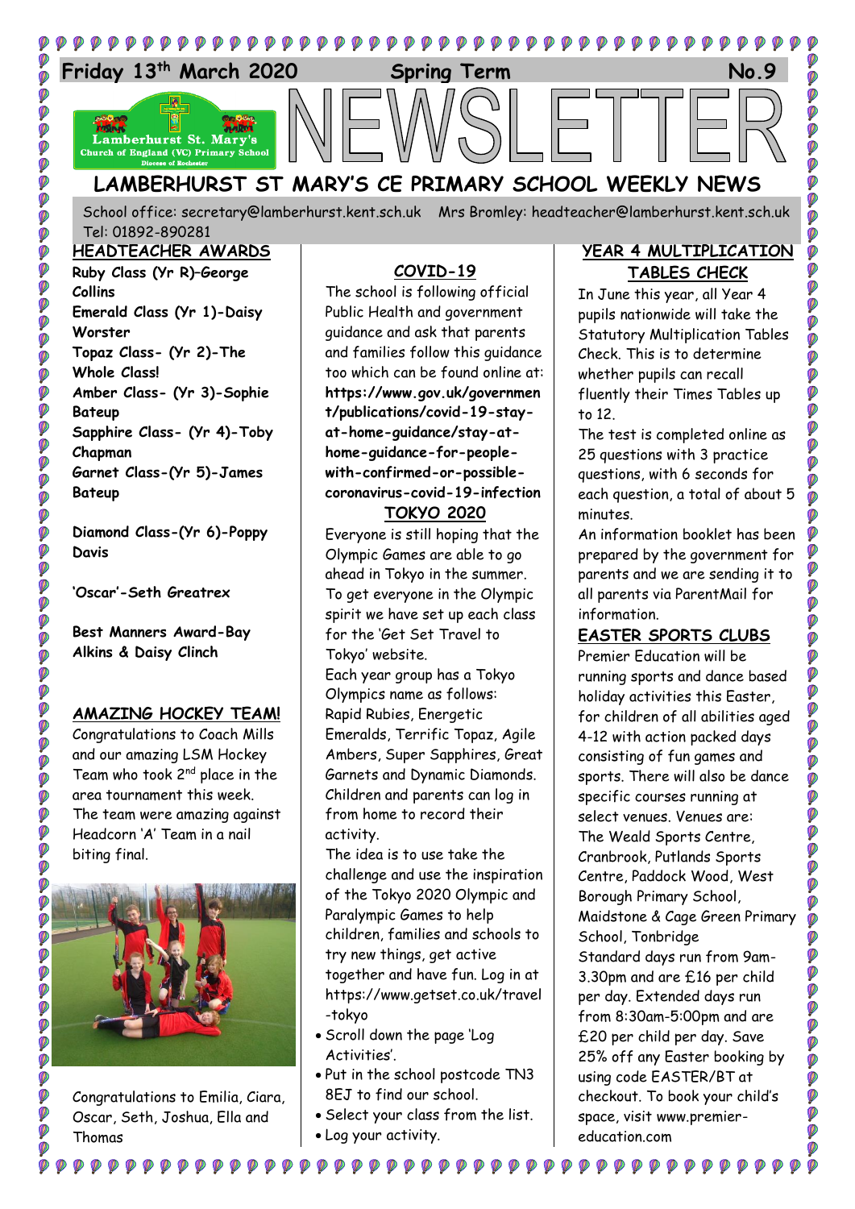Friday 13th March 2020 **Spring Term** **No.9**

# NEWSLETTER

## LAMBERHURST ST MARY'S CE PRIMARY SCHOOL WEEKLY NEWS

School office: secretary@lamberhurst.kent.sch.uk Mrs Bromley: headteacher@lamberhurst.kent.sch.uk
Tel: 01892-890281

## HEADTEACHER AWARDS

**Ruby Class (Yr R)–George Collins**
**Emerald Class (Yr 1)-Daisy Worster**
**Topaz Class- (Yr 2)-The Whole Class!**
**Amber Class- (Yr 3)-Sophie Bateup**
**Sapphire Class- (Yr 4)-Toby Chapman**
**Garnet Class-(Yr 5)-James Bateup**

**Diamond Class-(Yr 6)-Poppy Davis**

**'Oscar'-Seth Greatrex**

**Best Manners Award-Bay Alkins & Daisy Clinch**

## AMAZING HOCKEY TEAM!

Congratulations to Coach Mills and our amazing LSM Hockey Team who took 2nd place in the area tournament this week. The team were amazing against Headcorn 'A' Team in a nail biting final.

Congratulations to Emilia, Ciara, Oscar, Seth, Joshua, Ella and Thomas

## COVID-19

The school is following official Public Health and government guidance and ask that parents and families follow this guidance too which can be found online at: **https://www.gov.uk/government/publications/covid-19-stay-at-home-guidance/stay-at-home-guidance-for-people-with-confirmed-or-possible-coronavirus-covid-19-infection**

## TOKYO 2020

Everyone is still hoping that the Olympic Games are able to go ahead in Tokyo in the summer. To get everyone in the Olympic spirit we have set up each class for the 'Get Set Travel to Tokyo' website.

Each year group has a Tokyo Olympics name as follows: Rapid Rubies, Energetic Emeralds, Terrific Topaz, Agile Ambers, Super Sapphires, Great Garnets and Dynamic Diamonds. Children and parents can log in from home to record their activity.

The idea is to use take the challenge and use the inspiration of the Tokyo 2020 Olympic and Paralympic Games to help children, families and schools to try new things, get active together and have fun. Log in at https://www.getset.co.uk/travel-tokyo

- Scroll down the page 'Log Activities'.
- Put in the school postcode TN3 8EJ to find our school.
- Select your class from the list.
- Log your activity.

## YEAR 4 MULTIPLICATION TABLES CHECK

In June this year, all Year 4 pupils nationwide will take the Statutory Multiplication Tables Check. This is to determine whether pupils can recall fluently their Times Tables up to 12.

The test is completed online as 25 questions with 3 practice questions, with 6 seconds for each question, a total of about 5 minutes.

An information booklet has been prepared by the government for parents and we are sending it to all parents via ParentMail for information.

## EASTER SPORTS CLUBS

Premier Education will be running sports and dance based holiday activities this Easter, for children of all abilities aged 4-12 with action packed days consisting of fun games and sports. There will also be dance specific courses running at select venues. Venues are: The Weald Sports Centre, Cranbrook, Putlands Sports Centre, Paddock Wood, West Borough Primary School, Maidstone & Cage Green Primary School, Tonbridge

Standard days run from 9am-3.30pm and are £16 per child per day. Extended days run from 8:30am-5:00pm and are £20 per child per day. Save 25% off any Easter booking by using code EASTER/BT at checkout. To book your child's space, visit www.premier-education.com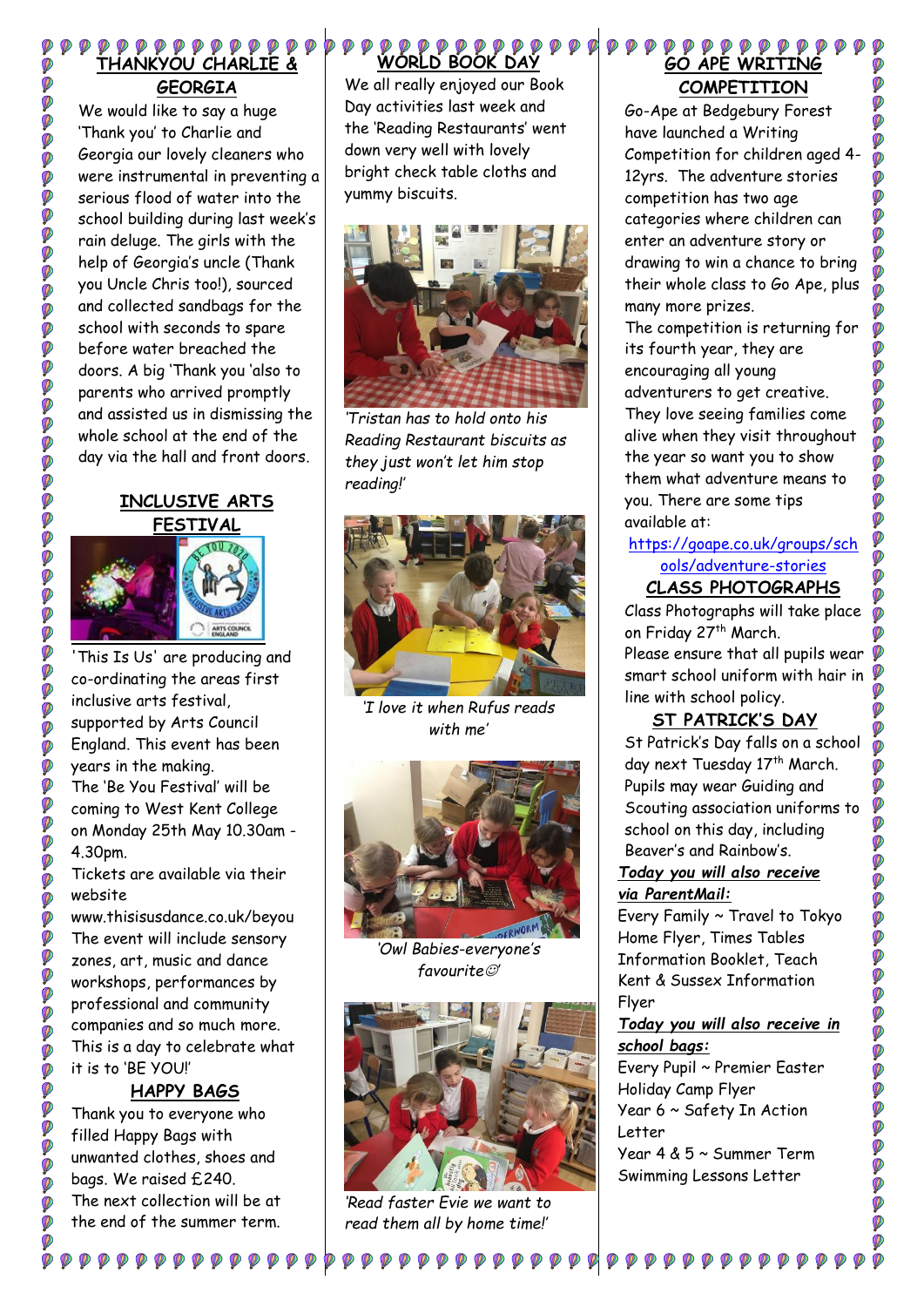## THANKYOU CHARLIE & GEORGIA

We would like to say a huge 'Thank you' to Charlie and Georgia our lovely cleaners who were instrumental in preventing a serious flood of water into the school building during last week's rain deluge. The girls with the help of Georgia's uncle (Thank you Uncle Chris too!), sourced and collected sandbags for the school with seconds to spare before water breached the doors. A big 'Thank you 'also to parents who arrived promptly and assisted us in dismissing the whole school at the end of the day via the hall and front doors.

## INCLUSIVE ARTS FESTIVAL

'This Is Us' are producing and co-ordinating the areas first inclusive arts festival, supported by Arts Council England. This event has been years in the making.

The 'Be You Festival' will be coming to West Kent College on Monday 25th May 10.30am - 4.30pm.

Tickets are available via their website www.thisisusdance.co.uk/beyou

The event will include sensory zones, art, music and dance workshops, performances by professional and community companies and so much more.

This is a day to celebrate what it is to 'BE YOU!'

## HAPPY BAGS

Thank you to everyone who filled Happy Bags with unwanted clothes, shoes and bags. We raised £240.

The next collection will be at the end of the summer term.

## WORLD BOOK DAY

We all really enjoyed our Book Day activities last week and the 'Reading Restaurants' went down very well with lovely bright check table cloths and yummy biscuits.

*'Tristan has to hold onto his Reading Restaurant biscuits as they just won't let him stop reading!'*

*'I love it when Rufus reads with me'*

*'Owl Babies-everyone's favourite☺'*

*'Read faster Evie we want to read them all by home time!'*

## GO APE WRITING COMPETITION

Go-Ape at Bedgebury Forest have launched a Writing Competition for children aged 4-12yrs. The adventure stories competition has two age categories where children can enter an adventure story or drawing to win a chance to bring their whole class to Go Ape, plus many more prizes.

The competition is returning for its fourth year, they are encouraging all young adventurers to get creative. They love seeing families come alive when they visit throughout the year so want you to show them what adventure means to you. There are some tips available at: https://goape.co.uk/groups/schools/adventure-stories

## CLASS PHOTOGRAPHS

Class Photographs will take place on Friday 27th March.

Please ensure that all pupils wear smart school uniform with hair in line with school policy.

## ST PATRICK'S DAY

St Patrick's Day falls on a school day next Tuesday 17th March. Pupils may wear Guiding and Scouting association uniforms to school on this day, including Beaver's and Rainbow's.

***Today you will also receive via ParentMail:***

Every Family ~ Travel to Tokyo Home Flyer, Times Tables Information Booklet, Teach Kent & Sussex Information Flyer

***Today you will also receive in school bags:***

Every Pupil ~ Premier Easter Holiday Camp Flyer

Year 6 ~ Safety In Action Letter

Year 4 & 5 ~ Summer Term Swimming Lessons Letter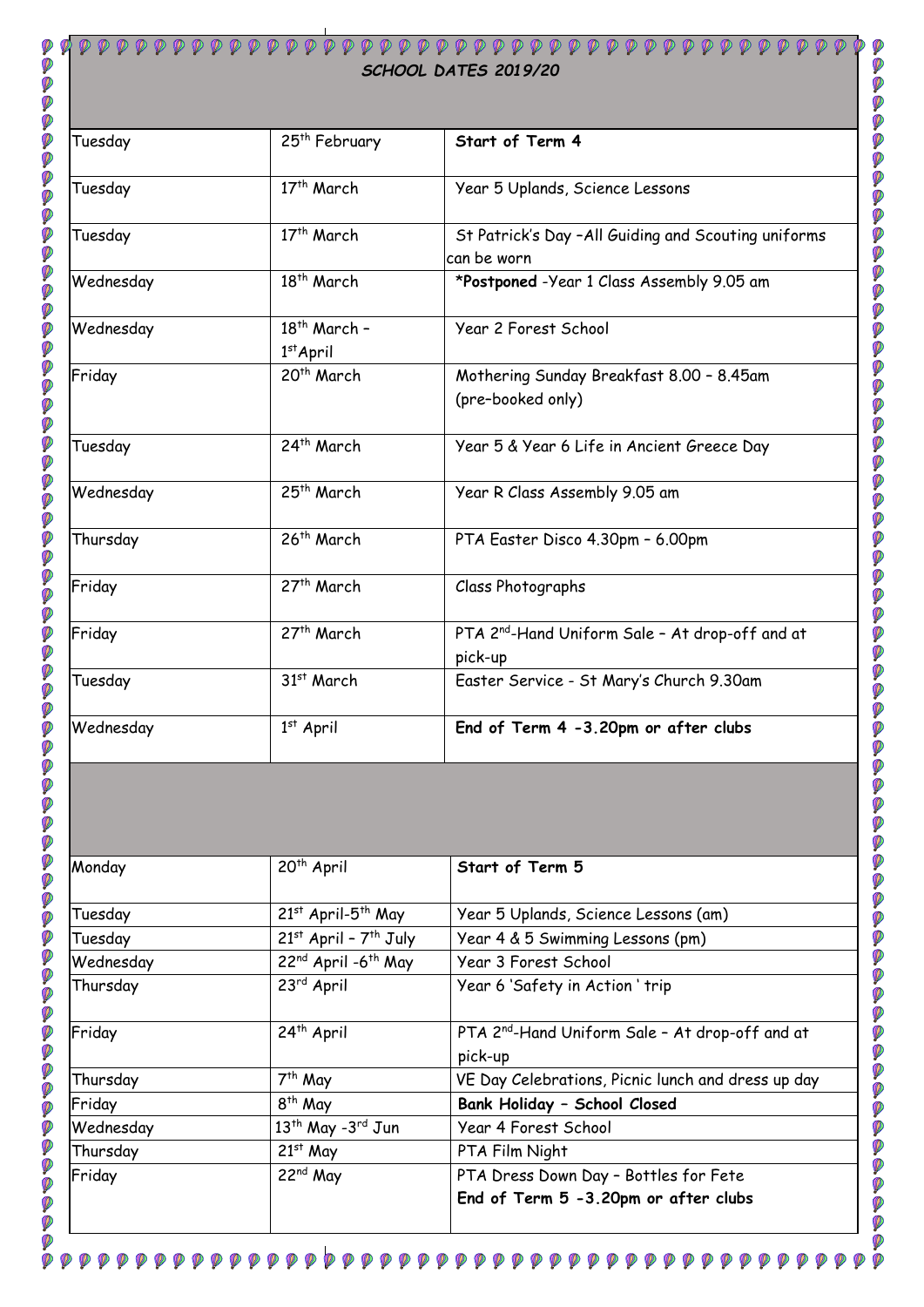***SCHOOL DATES 2019/20***

| | | |
|---|---|---|
| Tuesday | 25th February | **Start of Term 4** |
| Tuesday | 17th March | Year 5 Uplands, Science Lessons |
| Tuesday | 17th March | St Patrick's Day –All Guiding and Scouting uniforms can be worn |
| Wednesday | 18th March | ***Postponed** -Year 1 Class Assembly 9.05 am |
| Wednesday | 18th March – 1st April | Year 2 Forest School |
| Friday | 20th March | Mothering Sunday Breakfast 8.00 – 8.45am (pre–booked only) |
| Tuesday | 24th March | Year 5 & Year 6 Life in Ancient Greece Day |
| Wednesday | 25th March | Year R Class Assembly 9.05 am |
| Thursday | 26th March | PTA Easter Disco 4.30pm – 6.00pm |
| Friday | 27th March | Class Photographs |
| Friday | 27th March | PTA 2nd-Hand Uniform Sale – At drop-off and at pick-up |
| Tuesday | 31st March | Easter Service - St Mary's Church 9.30am |
| Wednesday | 1st April | **End of Term 4 -3.20pm or after clubs** |

| | | |
|---|---|---|
| Monday | 20th April | **Start of Term 5** |
| Tuesday | 21st April-5th May | Year 5 Uplands, Science Lessons (am) |
| Tuesday | 21st April – 7th July | Year 4 & 5 Swimming Lessons (pm) |
| Wednesday | 22nd April -6th May | Year 3 Forest School |
| Thursday | 23rd April | Year 6 'Safety in Action ' trip |
| Friday | 24th April | PTA 2nd-Hand Uniform Sale – At drop-off and at pick-up |
| Thursday | 7th May | VE Day Celebrations, Picnic lunch and dress up day |
| Friday | 8th May | **Bank Holiday – School Closed** |
| Wednesday | 13th May -3rd Jun | Year 4 Forest School |
| Thursday | 21st May | PTA Film Night |
| Friday | 22nd May | PTA Dress Down Day – Bottles for Fete<br>**End of Term 5 -3.20pm or after clubs** |